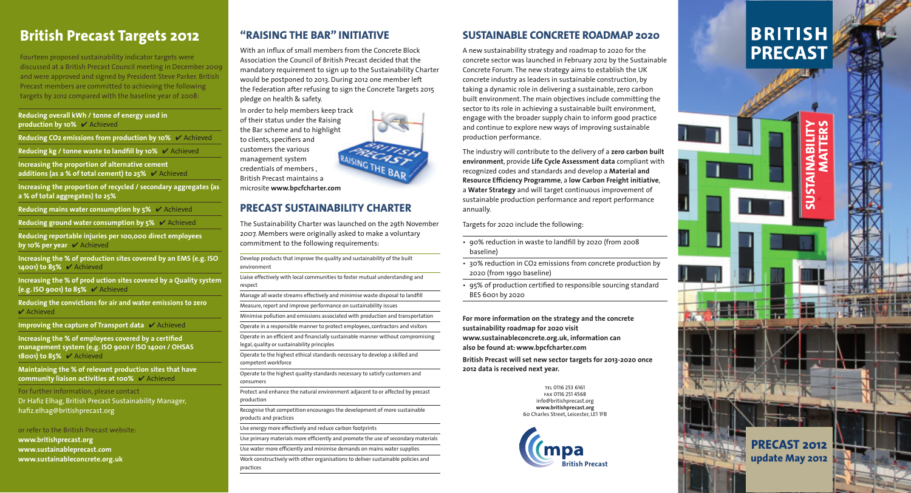# British Precast Targets 2012

Fourteen proposed sustainability indicator targets were discussed at a British Precast Council meeting in December 2009 and were approved and signed by President Steve Parker. British Precast members are committed to achieving the following targets by 2012 compared with the baseline year of 2008:

**Reducing overall kWh / tonne of energy used in production by 10%** ✔ Achieved

**Reducing $CO_2$ emissions from production by 10%** ✔ Achieved

**Reducing kg / tonne waste to landfill by 10%** ✔ Achieved

**Increasing the proportion of alternative cement additions (as a % of total cement) to 25%** ✔ Achieved

**Increasing the proportion of recycled / secondary aggregates (as a % of total aggregates) to 25%**

**Reducing mains water consumption by 5%** ✔ Achieved

**Reducing ground water consumption by 5%** ✔ Achieved

**Reducing reportable injuries per 100,000 direct employees by 10% per year** ✔ Achieved

**Increasing the % of production sites covered by an EMS (e.g. ISO 14001) to 85%** ✔ Achieved

**Increasing the % of prod uction sites covered by a Quality system (e.g. ISO 9001) to 85%** ✔ Achieved

**Reducing the convictions for air and water emissions to zero** ✔ Achieved

**Improving the capture of Transport data** ✔ Achieved

**Increasing the % of employees covered by a certified management system (e.g. ISO 9001 / ISO 14001 / OHSAS 18001) to 85%** ✔ Achieved

**Maintaining the % of relevant production sites that have community liaison activities at 100%** ✔ Achieved

For further information, please contact
Dr Hafiz Elhag, British Precast Sustainability Manager, hafiz.elhag@britishprecast.org

or refer to the British Precast website:
**www.britishprecast.org**
**www.sustainableprecast.com**
**www.sustainableconcrete.org.uk**

## "RAISING THE BAR" INITIATIVE

With an influx of small members from the Concrete Block Association the Council of British Precast decided that the mandatory requirement to sign up to the Sustainability Charter would be postponed to 2013. During 2012 one member left the Federation after refusing to sign the Concrete Targets 2015 pledge on health & safety.

In order to help members keep track of their status under the Raising the Bar scheme and to highlight to clients, specifiers and customers the various management system credentials of members , British Precast maintains a microsite **www.bpcfcharter.com**

## PRECAST SUSTAINABILITY CHARTER

The Sustainability Charter was launched on the 29th November 2007. Members were originally asked to make a voluntary commitment to the following requirements:

- Develop products that improve the quality and sustainability of the built environment
- Liaise effectively with local communities to foster mutual understanding and respect
- Manage all waste streams effectively and minimise waste disposal to landfill
- Measure, report and improve performance on sustainability issues
- Minimise pollution and emissions associated with production and transportation
- Operate in a responsible manner to protect employees, contractors and visitors
- Operate in an efficient and financially sustainable manner without compromising legal, quality or sustainability principles
- Operate to the highest ethical standards necessary to develop a skilled and competent workforce
- Operate to the highest quality standards necessary to satisfy customers and consumers
- Protect and enhance the natural environment adjacent to or affected by precast production
- Recognise that competition encourages the development of more sustainable products and practices
- Use energy more effectively and reduce carbon footprints
- Use primary materials more efficiently and promote the use of secondary materials
- Use water more efficiently and minimise demands on mains water supplies
- Work constructively with other organisations to deliver sustainable policies and practices

## SUSTAINABLE CONCRETE ROADMAP 2020

A new sustainability strategy and roadmap to 2020 for the concrete sector was launched in February 2012 by the Sustainable Concrete Forum. The new strategy aims to establish the UK concrete industry as leaders in sustainable construction, by taking a dynamic role in delivering a sustainable, zero carbon built environment. The main objectives include committing the sector to its role in achieving a sustainable built environment, engage with the broader supply chain to inform good practice and continue to explore new ways of improving sustainable production performance.

The industry will contribute to the delivery of a **zero carbon built environment**, provide **Life Cycle Assessment data** compliant with recognized codes and standards and develop a **Material and Resource Efficiency Programme**, a **low Carbon Freight initiative**, a **Water Strategy** and will target continuous improvement of sustainable production performance and report performance annually.

Targets for 2020 include the following:

- 90% reduction in waste to landfill by 2020 (from 2008 baseline)
- 30% reduction in $CO_2$ emissions from concrete production by 2020 (from 1990 baseline)
- 95% of production certified to responsible sourcing standard BES 6001 by 2020

**For more information on the strategy and the concrete sustainability roadmap for 2020 visit www.sustainableconcrete.org.uk, information can also be found at: www.bpcfcharter.com**

**British Precast will set new sector targets for 2013-2020 once 2012 data is received next year.**

TEL 0116 253 6161
FAX 0116 251 4568
info@britishprecast.org
**www.britishprecast.org**
60 Charles Street, Leicester, LE1 1FB

mpa British Precast

# BRITISH PRECAST

SUSTAINABILITY MATTERS

**PRECAST 2012 update May 2012**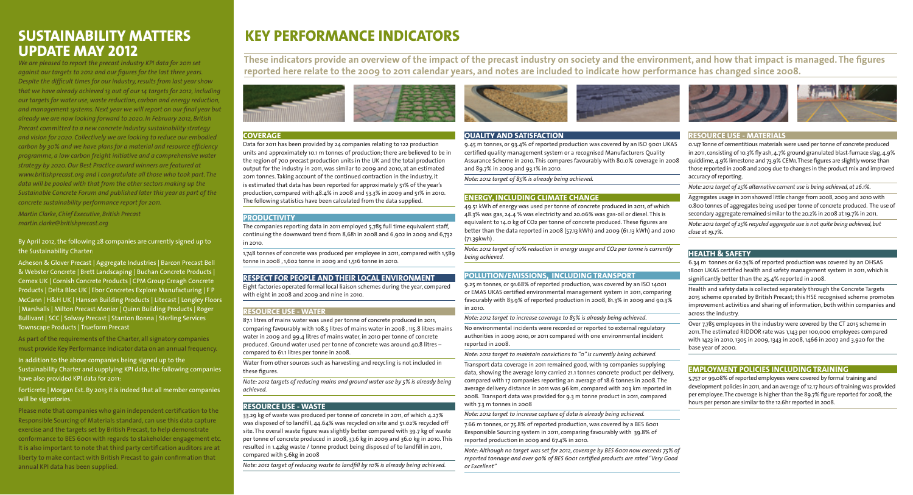# SUSTAINABILITY MATTERS UPDATE MAY 2012

*We are pleased to report the precast industry KPI data for 2011 set against our targets to 2012 and our figures for the last three years. Despite the difficult times for our industry, results from last year show that we have already achieved 13 out of our 14 targets for 2012, including our targets for water use, waste reduction, carbon and energy reduction, and management systems. Next year we will report on our final year but already we are now looking forward to 2020. In February 2012, British Precast committed to a new concrete industry sustainability strategy and vision for 2020. Collectively we are looking to reduce our embodied carbon by 30% and we have plans for a material and resource efficiency programme, a low carbon freight initiative and a comprehensive water strategy by 2020. Our Best Practice award winners are featured at www.britishprecast.org and I congratulate all those who took part. The data will be pooled with that from the other sectors making up the Sustainable Concrete Forum and published later this year as part of the concrete sustainability performance report for 2011.*

*Martin Clarke, Chief Executive, British Precast*
*martin.clarke@britishprecast.org*

By April 2012, the following 28 companies are currently signed up to the Sustainability Charter:

Acheson & Glover Precast | Aggregate Industries | Barcon Precast Bell & Webster Concrete | Brett Landscaping | Buchan Concrete Products | Cemex UK | Cornish Concrete Products | CPM Group Creagh Concrete Products | Delta Bloc UK | Ebor Concretes Explore Manufacturing | F P McCann | H&H UK | Hanson Building Products | Litecast | Longley Floors | Marshalls | Milton Precast Monier | Quinn Building Products | Roger Bullivant | SCC | Solway Precast | Stanton Bonna | Sterling Services Townscape Products | Trueform Precast

As part of the requirements of the Charter, all signatory companies must provide Key Performance Indicator data on an annual frequency.

In addition to the above companies being signed up to the Sustainability Charter and supplying KPI data, the following companies have also provided KPI data for 2011:

Forticrete | Morgan Est. By 2013 it is indeed that all member companies will be signatories.

Please note that companies who gain independent certification to the Responsible Sourcing of Materials standard, can use this data capture exercise and the targets set by British Precast, to help demonstrate conformance to BES 6001 with regards to stakeholder engagement etc. It is also important to note that third party certification auditors are at liberty to make contact with British Precast to gain confirmation that annual KPI data has been supplied.

# KEY PERFORMANCE INDICATORS

**These indicators provide an overview of the impact of the precast industry on society and the environment, and how that impact is managed. The figures reported here relate to the 2009 to 2011 calendar years, and notes are included to indicate how performance has changed since 2008.**

## COVERAGE

Data for 2011 has been provided by 24 companies relating to 122 production units and approximately 10.1 m tonnes of production; there are believed to be in the region of 700 precast production units in the UK and the total production output for the industry in 2011, was similar to 2009 and 2010, at an estimated 20m tonnes. Taking account of the continued contraction in the industry, it is estimated that data has been reported for approximately 51% of the year's production, compared with 48.4% in 2008 and 53.3% in 2009 and 51% in 2010. The following statistics have been calculated from the data supplied.

## PRODUCTIVITY

The companies reporting data in 2011 employed 5,785 full time equivalent staff, continuing the downward trend from 8,681 in 2008 and 6,902 in 2009 and 6,732 in 2010.

1,748 tonnes of concrete was produced per employee in 2011, compared with 1,589 tonne in 2008 , 1,602 tonne in 2009 and 1,516 tonne in 2010.

## RESPECT FOR PEOPLE AND THEIR LOCAL ENVIRONMENT

Eight factories operated formal local liaison schemes during the year, compared with eight in 2008 and 2009 and nine in 2010.

## RESOURCE USE - WATER

87.1 litres of mains water was used per tonne of concrete produced in 2011, comparing favourably with 108.5 litres of mains water in 2008 , 115.8 litres mains water in 2009 and 99.4 litres of mains water, in 2010 per tonne of concrete produced. Ground water used per tonne of concrete was around 40.8 litres – compared to 61.1 litres per tonne in 2008.

Water from other sources such as harvesting and recycling is not included in these figures.

*Note: 2012 targets of reducing mains and ground water use by 5% is already being achieved.*

## RESOURCE USE - WASTE

33.29 kg of waste was produced per tonne of concrete in 2011, of which 4.27% was disposed of to landfill, 44.64% was recycled on site and 51.02% recycled off site. The overall waste figure was slightly better compared with 39.7 kg of waste per tonne of concrete produced in 2008, 37.6 kg in 2009 and 36.0 kg in 2010. This resulted in 1.42kg waste / tonne product being disposed of to landfill in 2011, compared with 5.6kg in 2008

*Note: 2012 target of reducing waste to landfill by 10% is already being achieved.*

## QUALITY AND SATISFACTION

9.45 m tonnes, or 93.4% of reported production was covered by an ISO 9001 UKAS certified quality management system or a recognised Manufacturers Quality Assurance Scheme in 2010. This compares favourably with 80.0% coverage in 2008 and 89.7% in 2009 and 93.1% in 2010.

*Note: 2012 target of 85% is already being achieved.*

## ENERGY, INCLUDING CLIMATE CHANGE

49.51 kWh of energy was used per tonne of concrete produced in 2011, of which 48.3% was gas, 24.4 % was electricity and 20.06% was gas-oil or diesel. This is equivalent to 14.0 kg of $CO_2$ per tonne of concrete produced. These figures are better than the data reported in 2008 (57.13 kWh) and 2009 (61.13 kWh) and 2010 (71.39kWh) .

*Note: 2012 target of 10% reduction in energy usage and $CO_2$ per tonne is currently being achieved.*

## POLLUTION/EMISSIONS, INCLUDING TRANSPORT

9.25 m tonnes, or 91.68% of reported production, was covered by an ISO 14001 or EMAS UKAS certified environmental management system in 2011, comparing favourably with 83.9% of reported production in 2008, 81.3% in 2009 and 90.3% in 2010.

*Note: 2012 target to increase coverage to 85% is already being achieved.*

No environmental incidents were recorded or reported to external regulatory authorities in 2009 2010, or 2011 compared with one environmental incident reported in 2008.

*Note: 2012 target to maintain convictions to "0" is currently being achieved.*

Transport data was provided by 19 companies supplying data, showing the average lorry carried 21.1 tonnes concrete product per delivery, compared with 17 companies reporting an average of 18.6 tonnes in 2008. The average delivery distance in 2011 was 96 km, compared with 203 km reported in 2008. Transport data was provided for 9.3 m tonne product in 2011, compared with 7.3 m tonnes in 2008

*Note: 2012 target to increase capture of data is already being achieved.*

7.66 m tonnes, or 75.8% of reported production, was covered by a BES 6001 Responsible Sourcing system in 2011, comparing favourably with 39.8% of reported production in 2009 and 67.4% in 2010.

*Note: Although no target was set for 2012, coverage by BES 6001 now exceeds 75% of reported tonnage and over 90% of BES 6001 certified products are rated "Very Good or Excellent"*

## RESOURCE USE - MATERIALS

0.147 Tonne of cementitious materials were used per tonne of concrete produced in 2011, consisting of 10.3% fly ash, 4.7% ground granulated blast-furnace slag, 4.9% quicklime, 4.9% limestone and 73.9% CEM1. These figures are slightly worse than those reported in 2008 and 2009 due to changes in the product mix and improved accuracy of reporting.

*Note: 2012 target of 25% alternative cement use is being achieved, at 26.1%.*

Aggregates usage in 2011 showed little change from 2008, 2009 and 2010 with 0.800 tonnes of aggregates being used per tonne of concrete produced. The use of secondary aggregate remained similar to the 20.2% in 2008 at 19.7% in 2011.

*Note: 2012 target of 25% recycled aggregate use is not quite being achieved, but close at 19.7%.*

## HEALTH & SAFETY

6.34 m tonnes or 62.74% of reported production was covered by an OHSAS 18001 UKAS certified health and safety management system in 2011, which is significantly better than the 25.4% reported in 2008.

Health and safety data is collected separately through the Concrete Targets 2015 scheme operated by British Precast; this HSE recognised scheme promotes improvement activities and sharing of information, both within companies and across the industry.

Over 7,785 employees in the industry were covered by the CT 2015 scheme in 2011. The estimated RIDDOR rate was 1,143 per 100,000 employees compared with 1423 in 2010, 1305 in 2009, 1343 in 2008, 1466 in 2007 and 3,920 for the base year of 2000.

## EMPLOYMENT POLICIES INCLUDING TRAINING

5,757 or 99.08% of reported employees were covered by formal training and development policies in 2011, and an average of 12.17 hours of training was provided per employee. The coverage is higher than the 89.7% figure reported for 2008, and the hours per person are similar to the 12.6hr reported in 2008.